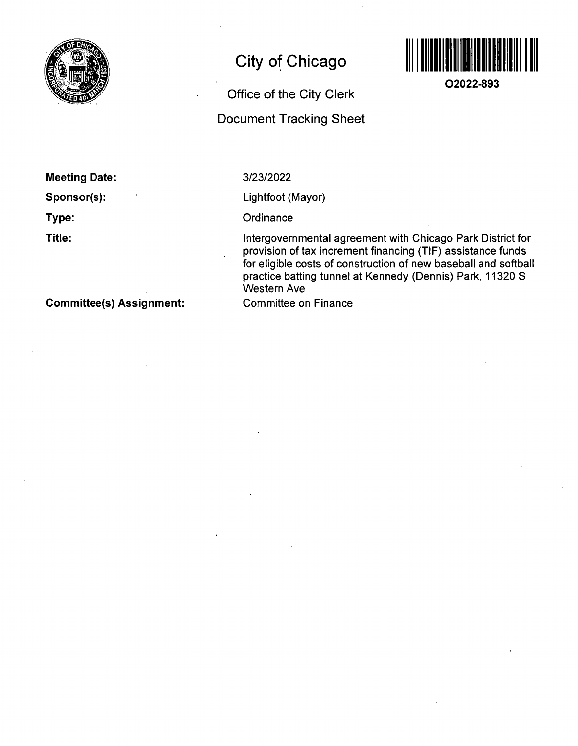# City of Chicago

## Office of the City Clerk

## Document Tracking Sheet

**O2022-893**

**Meeting Date:** 3/23/2022

**Sponsor(s):** Lightfoot (Mayor)

**Type:** Ordinance

**Title:** Intergovernmental agreement with Chicago Park District for provision of tax increment financing (TIF) assistance funds for eligible costs of construction of new baseball and softball practice batting tunnel at Kennedy (Dennis) Park, 11320 S Western Ave

**Committee(s) Assignment:** Committee on Finance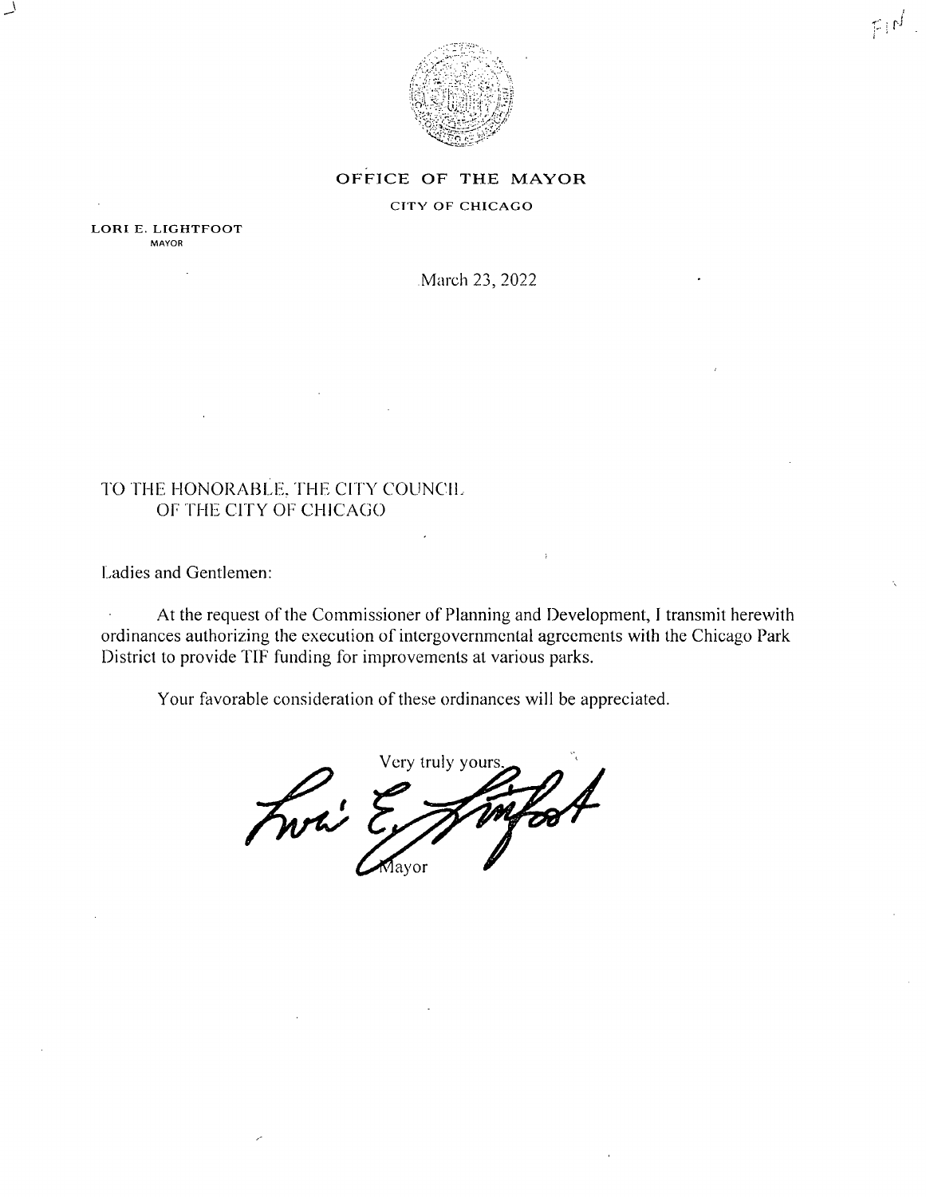# OFFICE OF THE MAYOR

CITY OF CHICAGO

LORI E. LIGHTFOOT
MAYOR

March 23, 2022

TO THE HONORABLE, THE CITY COUNCIL
OF THE CITY OF CHICAGO

Ladies and Gentlemen:

At the request of the Commissioner of Planning and Development, I transmit herewith ordinances authorizing the execution of intergovernmental agreements with the Chicago Park District to provide TIF funding for improvements at various parks.

Your favorable consideration of these ordinances will be appreciated.

Very truly yours,

Lori E. Lightfoot

Mayor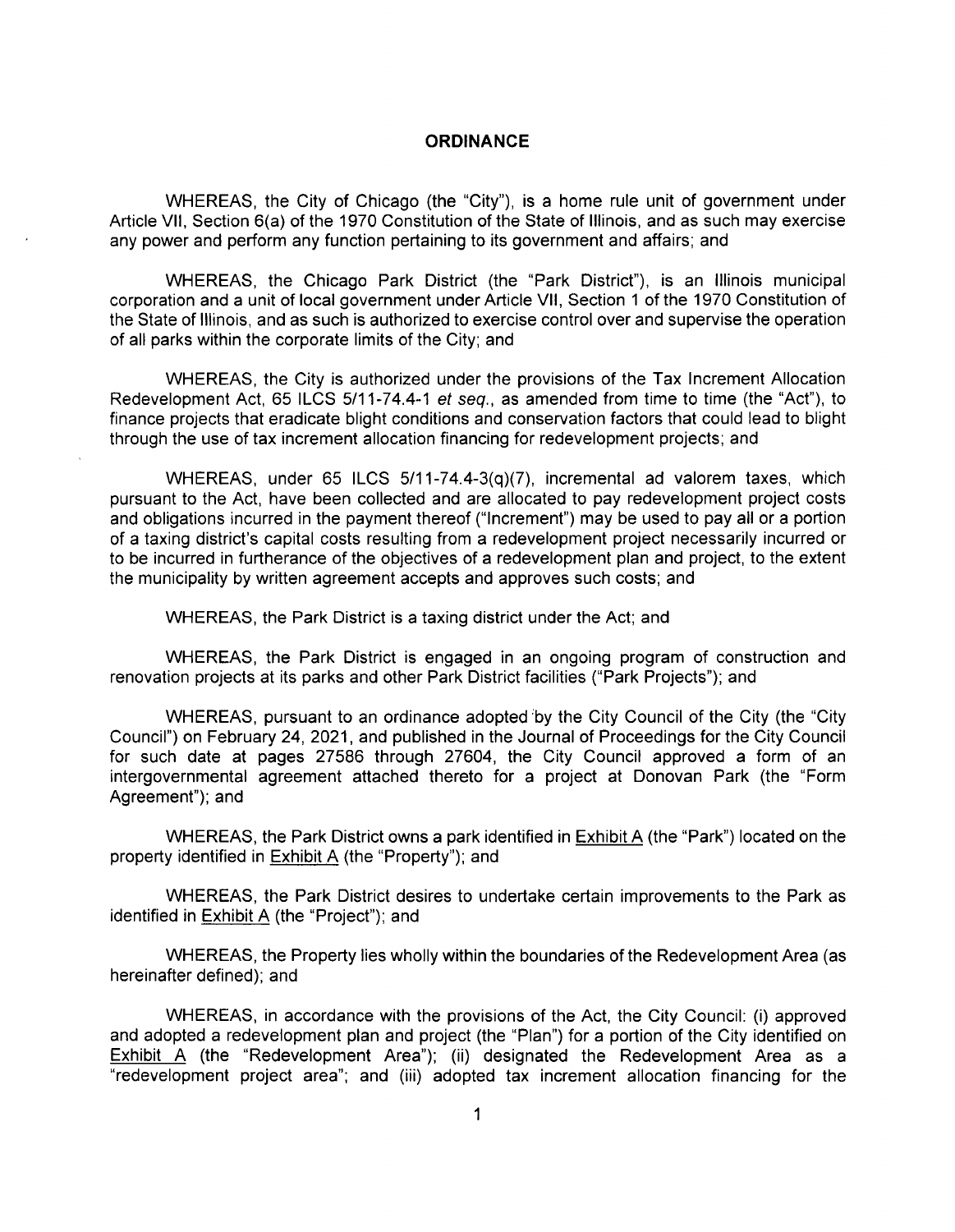**ORDINANCE**

WHEREAS, the City of Chicago (the "City"), is a home rule unit of government under Article VII, Section 6(a) of the 1970 Constitution of the State of Illinois, and as such may exercise any power and perform any function pertaining to its government and affairs; and

WHEREAS, the Chicago Park District (the "Park District"), is an Illinois municipal corporation and a unit of local government under Article VII, Section 1 of the 1970 Constitution of the State of Illinois, and as such is authorized to exercise control over and supervise the operation of all parks within the corporate limits of the City; and

WHEREAS, the City is authorized under the provisions of the Tax Increment Allocation Redevelopment Act, 65 ILCS 5/11-74.4-1 *et seq.*, as amended from time to time (the "Act"), to finance projects that eradicate blight conditions and conservation factors that could lead to blight through the use of tax increment allocation financing for redevelopment projects; and

WHEREAS, under 65 ILCS 5/11-74.4-3(q)(7), incremental ad valorem taxes, which pursuant to the Act, have been collected and are allocated to pay redevelopment project costs and obligations incurred in the payment thereof ("Increment") may be used to pay all or a portion of a taxing district's capital costs resulting from a redevelopment project necessarily incurred or to be incurred in furtherance of the objectives of a redevelopment plan and project, to the extent the municipality by written agreement accepts and approves such costs; and

WHEREAS, the Park District is a taxing district under the Act; and

WHEREAS, the Park District is engaged in an ongoing program of construction and renovation projects at its parks and other Park District facilities ("Park Projects"); and

WHEREAS, pursuant to an ordinance adopted by the City Council of the City (the "City Council") on February 24, 2021, and published in the Journal of Proceedings for the City Council for such date at pages 27586 through 27604, the City Council approved a form of an intergovernmental agreement attached thereto for a project at Donovan Park (the "Form Agreement"); and

WHEREAS, the Park District owns a park identified in Exhibit A (the "Park") located on the property identified in Exhibit A (the "Property"); and

WHEREAS, the Park District desires to undertake certain improvements to the Park as identified in Exhibit A (the "Project"); and

WHEREAS, the Property lies wholly within the boundaries of the Redevelopment Area (as hereinafter defined); and

WHEREAS, in accordance with the provisions of the Act, the City Council: (i) approved and adopted a redevelopment plan and project (the "Plan") for a portion of the City identified on Exhibit A (the "Redevelopment Area"); (ii) designated the Redevelopment Area as a "redevelopment project area"; and (iii) adopted tax increment allocation financing for the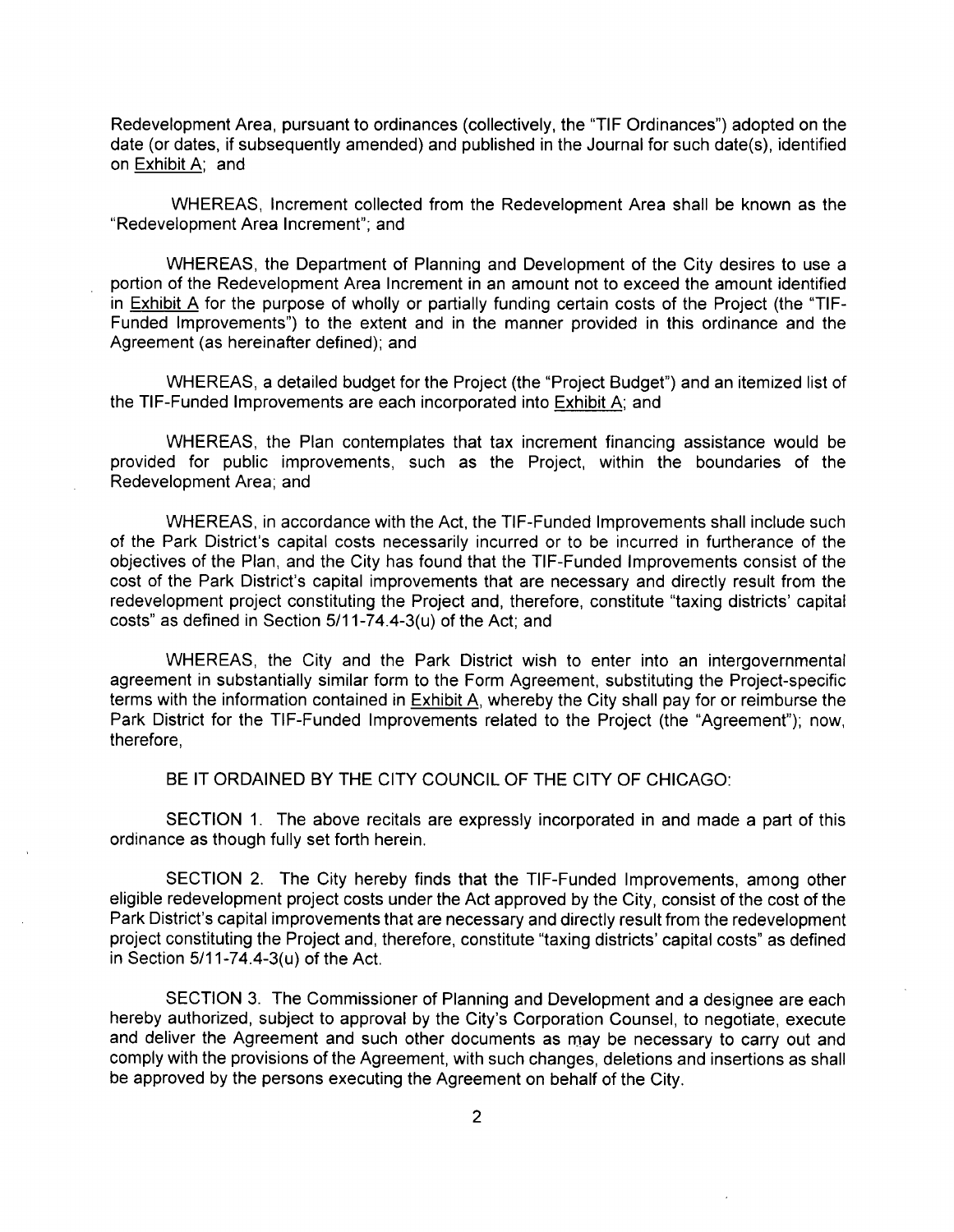Redevelopment Area, pursuant to ordinances (collectively, the "TIF Ordinances") adopted on the date (or dates, if subsequently amended) and published in the Journal for such date(s), identified on Exhibit A; and

WHEREAS, Increment collected from the Redevelopment Area shall be known as the "Redevelopment Area Increment"; and

WHEREAS, the Department of Planning and Development of the City desires to use a portion of the Redevelopment Area Increment in an amount not to exceed the amount identified in Exhibit A for the purpose of wholly or partially funding certain costs of the Project (the "TIF-Funded Improvements") to the extent and in the manner provided in this ordinance and the Agreement (as hereinafter defined); and

WHEREAS, a detailed budget for the Project (the "Project Budget") and an itemized list of the TIF-Funded Improvements are each incorporated into Exhibit A; and

WHEREAS, the Plan contemplates that tax increment financing assistance would be provided for public improvements, such as the Project, within the boundaries of the Redevelopment Area; and

WHEREAS, in accordance with the Act, the TIF-Funded Improvements shall include such of the Park District's capital costs necessarily incurred or to be incurred in furtherance of the objectives of the Plan, and the City has found that the TIF-Funded Improvements consist of the cost of the Park District's capital improvements that are necessary and directly result from the redevelopment project constituting the Project and, therefore, constitute "taxing districts' capital costs" as defined in Section 5/11-74.4-3(u) of the Act; and

WHEREAS, the City and the Park District wish to enter into an intergovernmental agreement in substantially similar form to the Form Agreement, substituting the Project-specific terms with the information contained in Exhibit A, whereby the City shall pay for or reimburse the Park District for the TIF-Funded Improvements related to the Project (the "Agreement"); now, therefore,

BE IT ORDAINED BY THE CITY COUNCIL OF THE CITY OF CHICAGO:

SECTION 1. The above recitals are expressly incorporated in and made a part of this ordinance as though fully set forth herein.

SECTION 2. The City hereby finds that the TIF-Funded Improvements, among other eligible redevelopment project costs under the Act approved by the City, consist of the cost of the Park District's capital improvements that are necessary and directly result from the redevelopment project constituting the Project and, therefore, constitute "taxing districts' capital costs" as defined in Section 5/11-74.4-3(u) of the Act.

SECTION 3. The Commissioner of Planning and Development and a designee are each hereby authorized, subject to approval by the City's Corporation Counsel, to negotiate, execute and deliver the Agreement and such other documents as may be necessary to carry out and comply with the provisions of the Agreement, with such changes, deletions and insertions as shall be approved by the persons executing the Agreement on behalf of the City.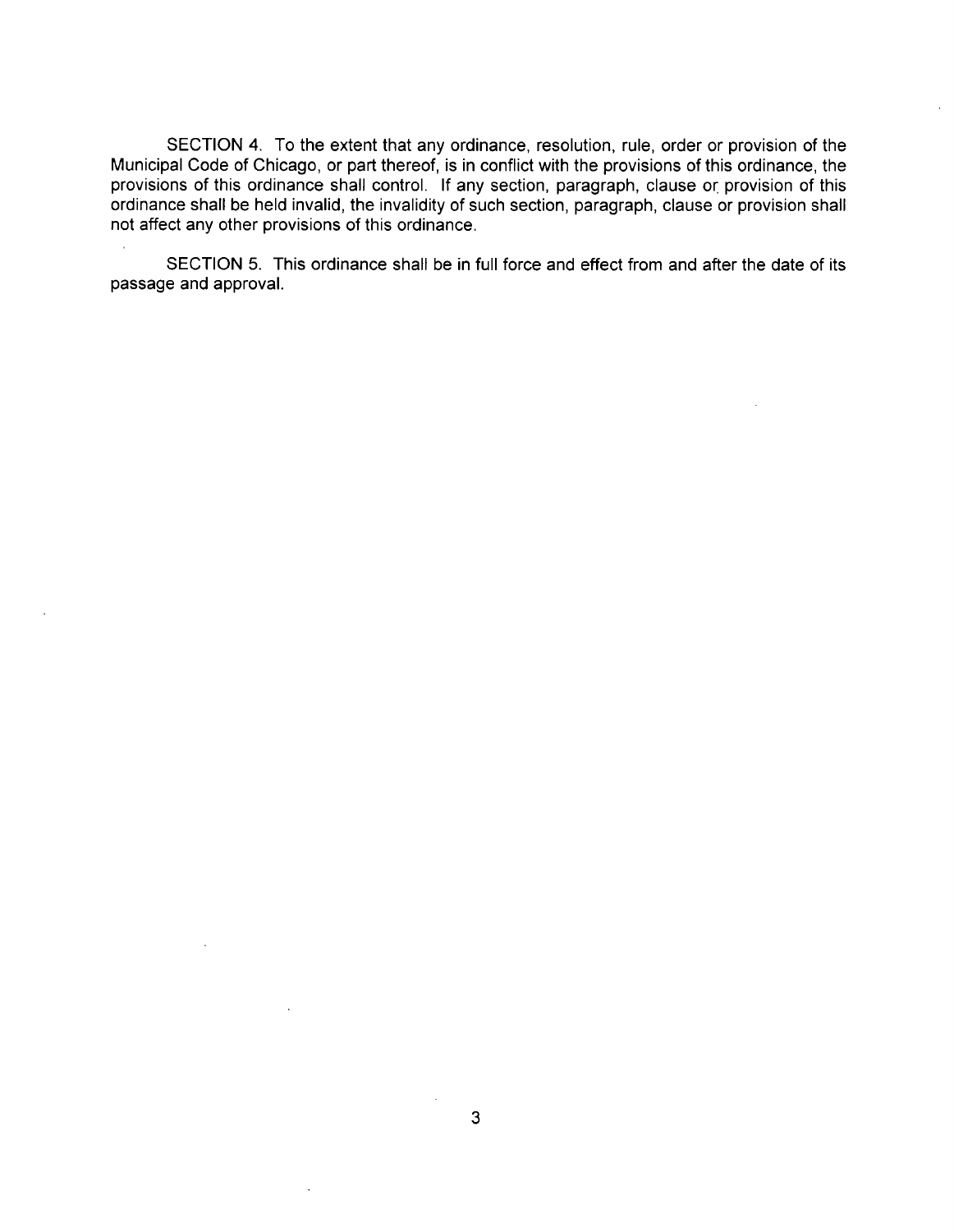SECTION 4. To the extent that any ordinance, resolution, rule, order or provision of the Municipal Code of Chicago, or part thereof, is in conflict with the provisions of this ordinance, the provisions of this ordinance shall control. If any section, paragraph, clause or provision of this ordinance shall be held invalid, the invalidity of such section, paragraph, clause or provision shall not affect any other provisions of this ordinance.

SECTION 5. This ordinance shall be in full force and effect from and after the date of its passage and approval.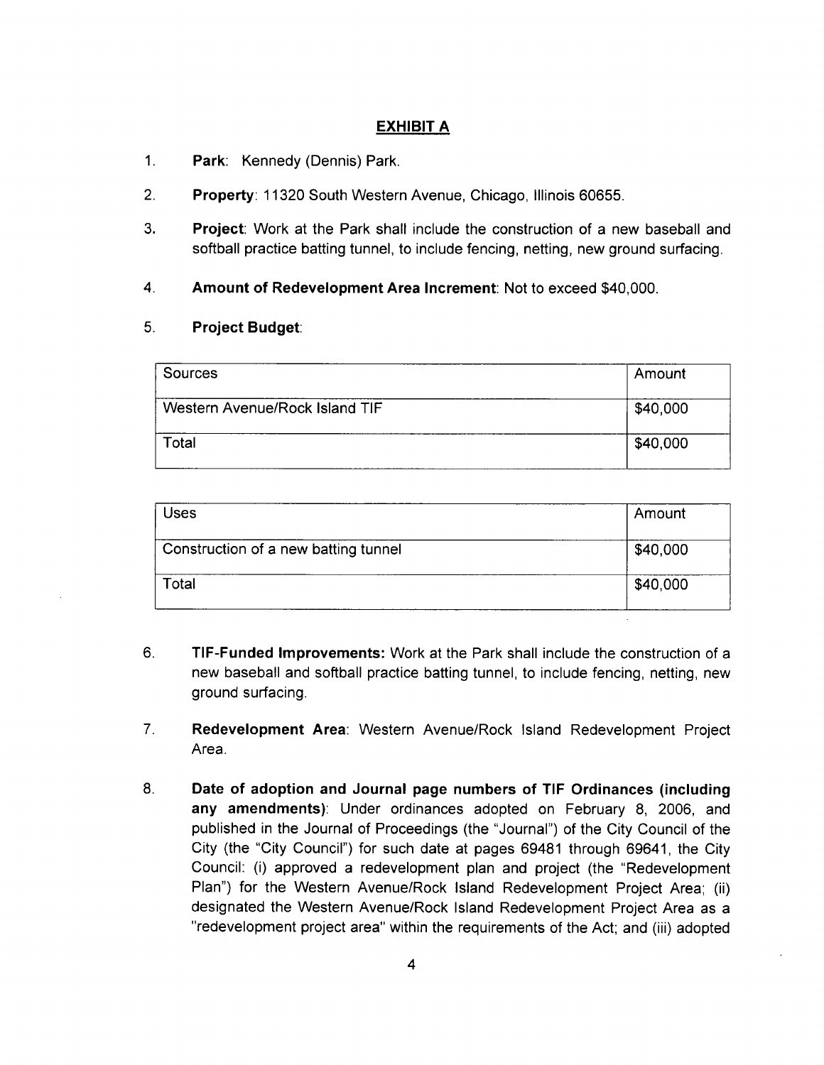## EXHIBIT A

1. **Park**: Kennedy (Dennis) Park.

2. **Property**: 11320 South Western Avenue, Chicago, Illinois 60655.

3. **Project**: Work at the Park shall include the construction of a new baseball and softball practice batting tunnel, to include fencing, netting, new ground surfacing.

4. **Amount of Redevelopment Area Increment**: Not to exceed $40,000.

5. **Project Budget**:

| Sources | Amount |
|---|---|
| Western Avenue/Rock Island TIF | $40,000 |
| Total | $40,000 |

| Uses | Amount |
|---|---|
| Construction of a new batting tunnel | $40,000 |
| Total | $40,000 |

6. **TIF-Funded Improvements:** Work at the Park shall include the construction of a new baseball and softball practice batting tunnel, to include fencing, netting, new ground surfacing.

7. **Redevelopment Area**: Western Avenue/Rock Island Redevelopment Project Area.

8. **Date of adoption and Journal page numbers of TIF Ordinances (including any amendments)**: Under ordinances adopted on February 8, 2006, and published in the Journal of Proceedings (the "Journal") of the City Council of the City (the "City Council") for such date at pages 69481 through 69641, the City Council: (i) approved a redevelopment plan and project (the "Redevelopment Plan") for the Western Avenue/Rock Island Redevelopment Project Area; (ii) designated the Western Avenue/Rock Island Redevelopment Project Area as a "redevelopment project area" within the requirements of the Act; and (iii) adopted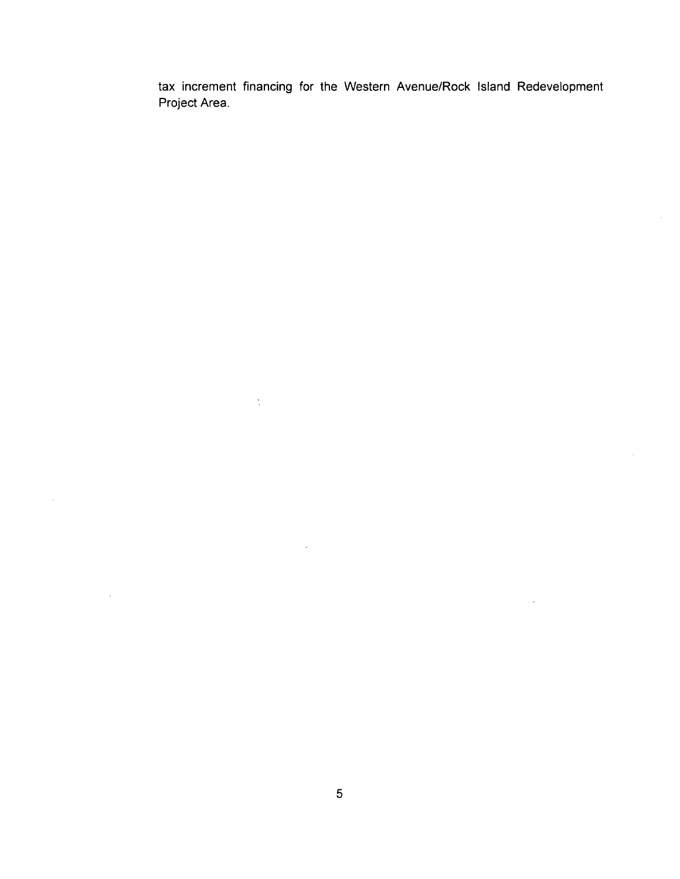tax increment financing for the Western Avenue/Rock Island Redevelopment Project Area.